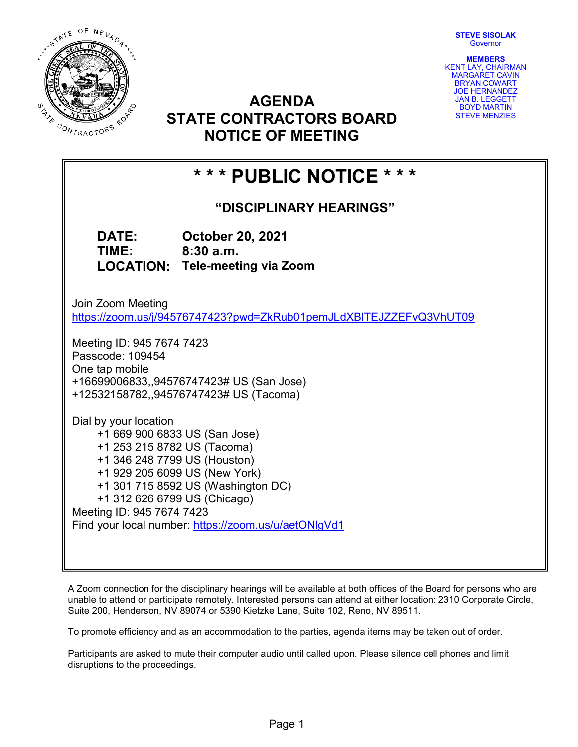STEVE SISOLAK
Governor

**MEMBERS**
KENT LAY, CHAIRMAN
MARGARET CAVIN
BRYAN COWART
JOE HERNANDEZ
JAN B. LEGGETT
BOYD MARTIN
STEVE MENZIES

# AGENDA
# STATE CONTRACTORS BOARD
# NOTICE OF MEETING

## * * * PUBLIC NOTICE * * *

### "DISCIPLINARY HEARINGS"

**DATE:** October 20, 2021
**TIME:** 8:30 a.m.
**LOCATION:** Tele-meeting via Zoom

Join Zoom Meeting
https://zoom.us/j/94576747423?pwd=ZkRub01pemJLdXBITEJZZEFvQ3VhUT09

Meeting ID: 945 7674 7423
Passcode: 109454
One tap mobile
+16699006833,,94576747423# US (San Jose)
+12532158782,,94576747423# US (Tacoma)

Dial by your location
+1 669 900 6833 US (San Jose)
+1 253 215 8782 US (Tacoma)
+1 346 248 7799 US (Houston)
+1 929 205 6099 US (New York)
+1 301 715 8592 US (Washington DC)
+1 312 626 6799 US (Chicago)
Meeting ID: 945 7674 7423
Find your local number: https://zoom.us/u/aetONlgVd1

A Zoom connection for the disciplinary hearings will be available at both offices of the Board for persons who are unable to attend or participate remotely. Interested persons can attend at either location: 2310 Corporate Circle, Suite 200, Henderson, NV 89074 or 5390 Kietzke Lane, Suite 102, Reno, NV 89511.

To promote efficiency and as an accommodation to the parties, agenda items may be taken out of order.

Participants are asked to mute their computer audio until called upon. Please silence cell phones and limit disruptions to the proceedings.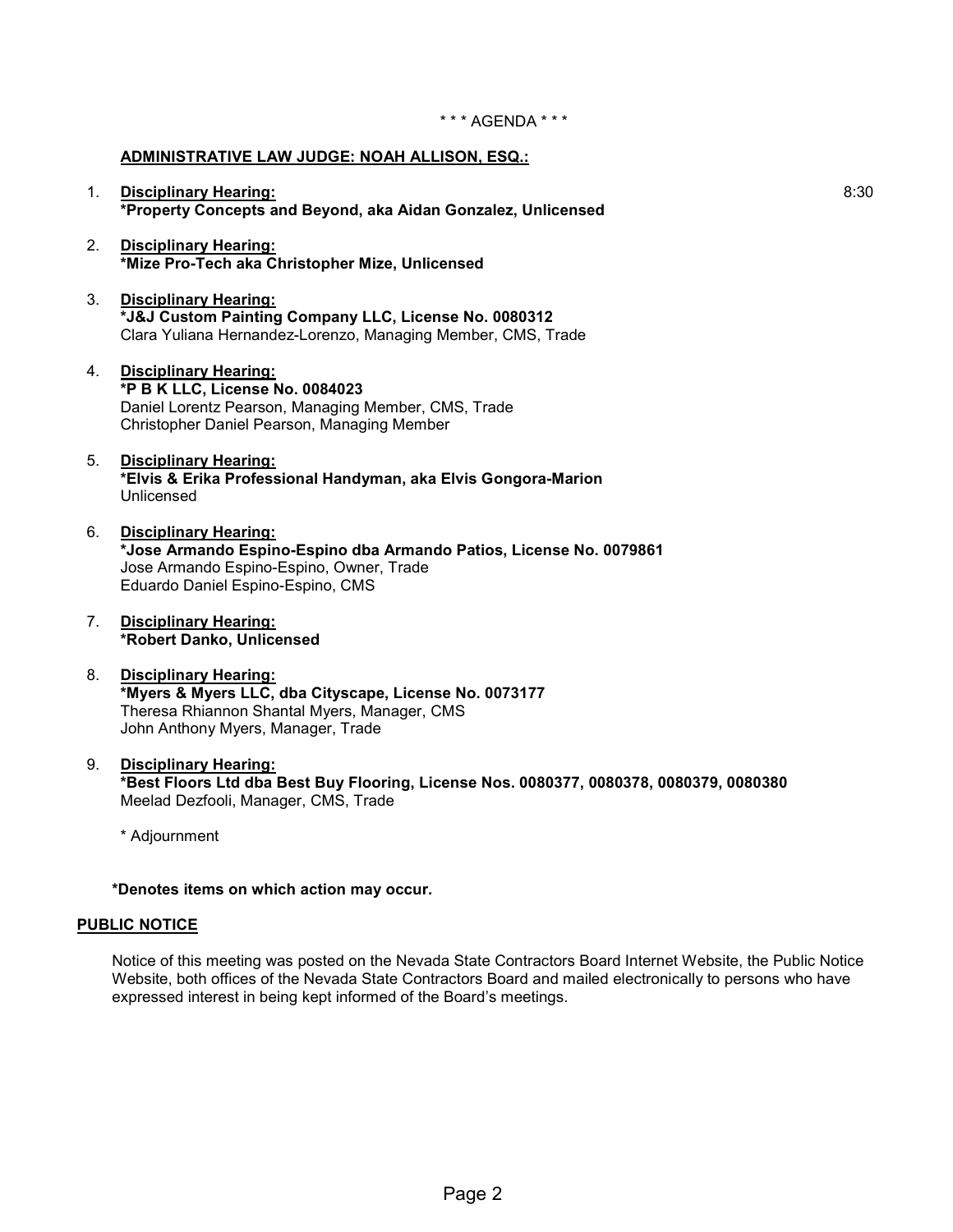\* \* \* AGENDA \* \* \*

**ADMINISTRATIVE LAW JUDGE: NOAH ALLISON, ESQ.:**

1. **Disciplinary Hearing:** 8:30
   **\*Property Concepts and Beyond, aka Aidan Gonzalez, Unlicensed**

2. **Disciplinary Hearing:**
   **\*Mize Pro-Tech aka Christopher Mize, Unlicensed**

3. **Disciplinary Hearing:**
   **\*J&J Custom Painting Company LLC, License No. 0080312**
   Clara Yuliana Hernandez-Lorenzo, Managing Member, CMS, Trade

4. **Disciplinary Hearing:**
   **\*P B K LLC, License No. 0084023**
   Daniel Lorentz Pearson, Managing Member, CMS, Trade
   Christopher Daniel Pearson, Managing Member

5. **Disciplinary Hearing:**
   **\*Elvis & Erika Professional Handyman, aka Elvis Gongora-Marion**
   Unlicensed

6. **Disciplinary Hearing:**
   **\*Jose Armando Espino-Espino dba Armando Patios, License No. 0079861**
   Jose Armando Espino-Espino, Owner, Trade
   Eduardo Daniel Espino-Espino, CMS

7. **Disciplinary Hearing:**
   **\*Robert Danko, Unlicensed**

8. **Disciplinary Hearing:**
   **\*Myers & Myers LLC, dba Cityscape, License No. 0073177**
   Theresa Rhiannon Shantal Myers, Manager, CMS
   John Anthony Myers, Manager, Trade

9. **Disciplinary Hearing:**
   **\*Best Floors Ltd dba Best Buy Flooring, License Nos. 0080377, 0080378, 0080379, 0080380**
   Meelad Dezfooli, Manager, CMS, Trade

   \* Adjournment

**\*Denotes items on which action may occur.**

**PUBLIC NOTICE**

Notice of this meeting was posted on the Nevada State Contractors Board Internet Website, the Public Notice Website, both offices of the Nevada State Contractors Board and mailed electronically to persons who have expressed interest in being kept informed of the Board's meetings.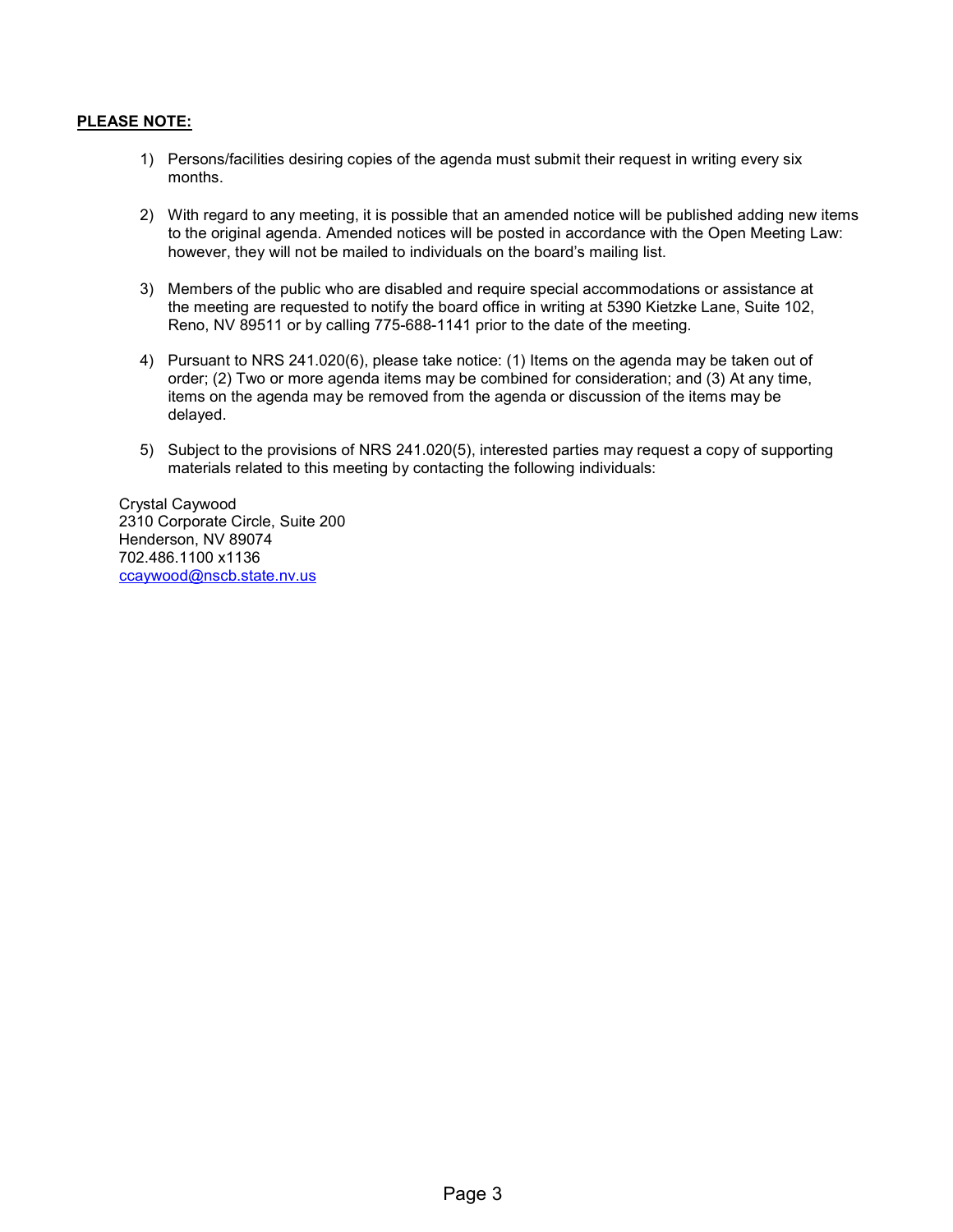**PLEASE NOTE:**

1) Persons/facilities desiring copies of the agenda must submit their request in writing every six months.

2) With regard to any meeting, it is possible that an amended notice will be published adding new items to the original agenda. Amended notices will be posted in accordance with the Open Meeting Law: however, they will not be mailed to individuals on the board's mailing list.

3) Members of the public who are disabled and require special accommodations or assistance at the meeting are requested to notify the board office in writing at 5390 Kietzke Lane, Suite 102, Reno, NV 89511 or by calling 775-688-1141 prior to the date of the meeting.

4) Pursuant to NRS 241.020(6), please take notice: (1) Items on the agenda may be taken out of order; (2) Two or more agenda items may be combined for consideration; and (3) At any time, items on the agenda may be removed from the agenda or discussion of the items may be delayed.

5) Subject to the provisions of NRS 241.020(5), interested parties may request a copy of supporting materials related to this meeting by contacting the following individuals:

Crystal Caywood
2310 Corporate Circle, Suite 200
Henderson, NV 89074
702.486.1100 x1136
ccaywood@nscb.state.nv.us